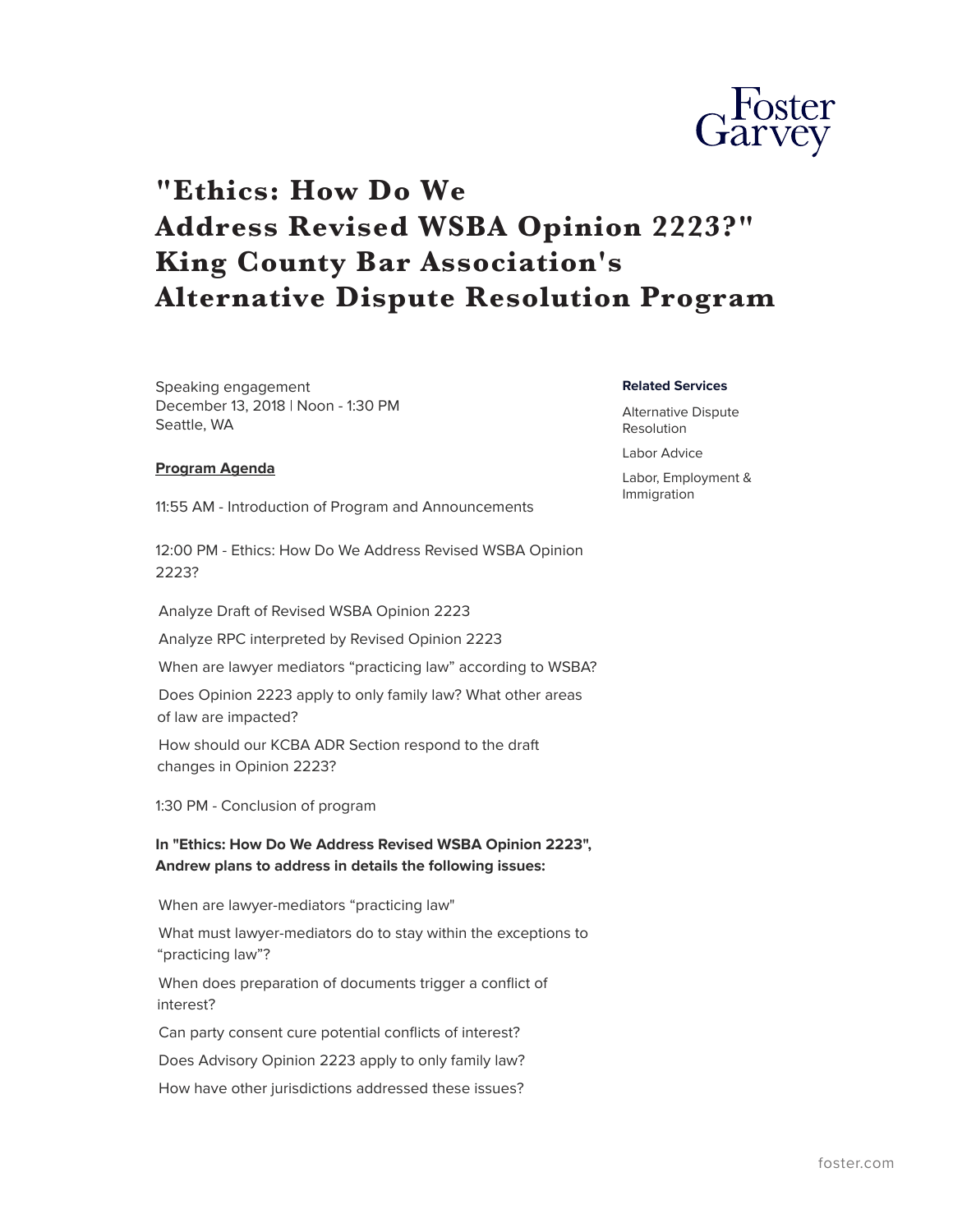# "Ethics: How Do We Address Revised WSBA Opinion 2223?" King County Bar Association's Alternative Dispute Resolution Program

Speaking engagement
December 13, 2018 | Noon - 1:30 PM
Seattle, WA

**Related Services**

Alternative Dispute Resolution

Labor Advice

Labor, Employment & Immigration

**Program Agenda**

11:55 AM - Introduction of Program and Announcements

12:00 PM - Ethics: How Do We Address Revised WSBA Opinion 2223?

- Analyze Draft of Revised WSBA Opinion 2223
- Analyze RPC interpreted by Revised Opinion 2223
- When are lawyer mediators "practicing law" according to WSBA?
- Does Opinion 2223 apply to only family law? What other areas of law are impacted?
- How should our KCBA ADR Section respond to the draft changes in Opinion 2223?

1:30 PM - Conclusion of program

**In "Ethics: How Do We Address Revised WSBA Opinion 2223", Andrew plans to address in details the following issues:**

- When are lawyer-mediators "practicing law"
- What must lawyer-mediators do to stay within the exceptions to "practicing law"?
- When does preparation of documents trigger a conflict of interest?
- Can party consent cure potential conflicts of interest?
- Does Advisory Opinion 2223 apply to only family law?
- How have other jurisdictions addressed these issues?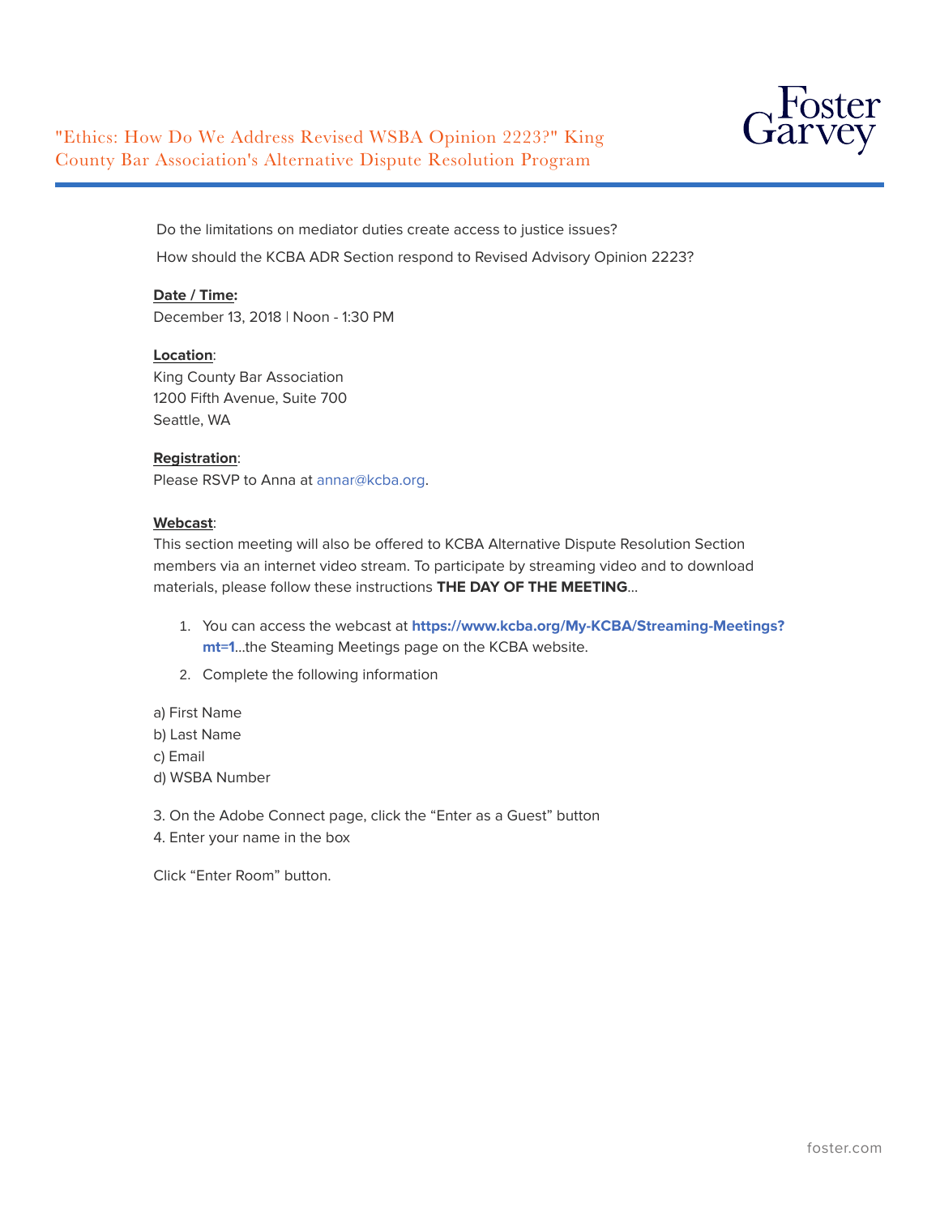Do the limitations on mediator duties create access to justice issues?

How should the KCBA ADR Section respond to Revised Advisory Opinion 2223?

**Date / Time:**
December 13, 2018 | Noon - 1:30 PM

**Location**:
King County Bar Association
1200 Fifth Avenue, Suite 700
Seattle, WA

**Registration**:
Please RSVP to Anna at annar@kcba.org.

**Webcast**:
This section meeting will also be offered to KCBA Alternative Dispute Resolution Section members via an internet video stream. To participate by streaming video and to download materials, please follow these instructions **THE DAY OF THE MEETING**...

1. You can access the webcast at **https://www.kcba.org/My-KCBA/Streaming-Meetings?mt=1**...the Steaming Meetings page on the KCBA website.
2. Complete the following information

a) First Name
b) Last Name
c) Email
d) WSBA Number

3. On the Adobe Connect page, click the "Enter as a Guest" button
4. Enter your name in the box

Click "Enter Room" button.